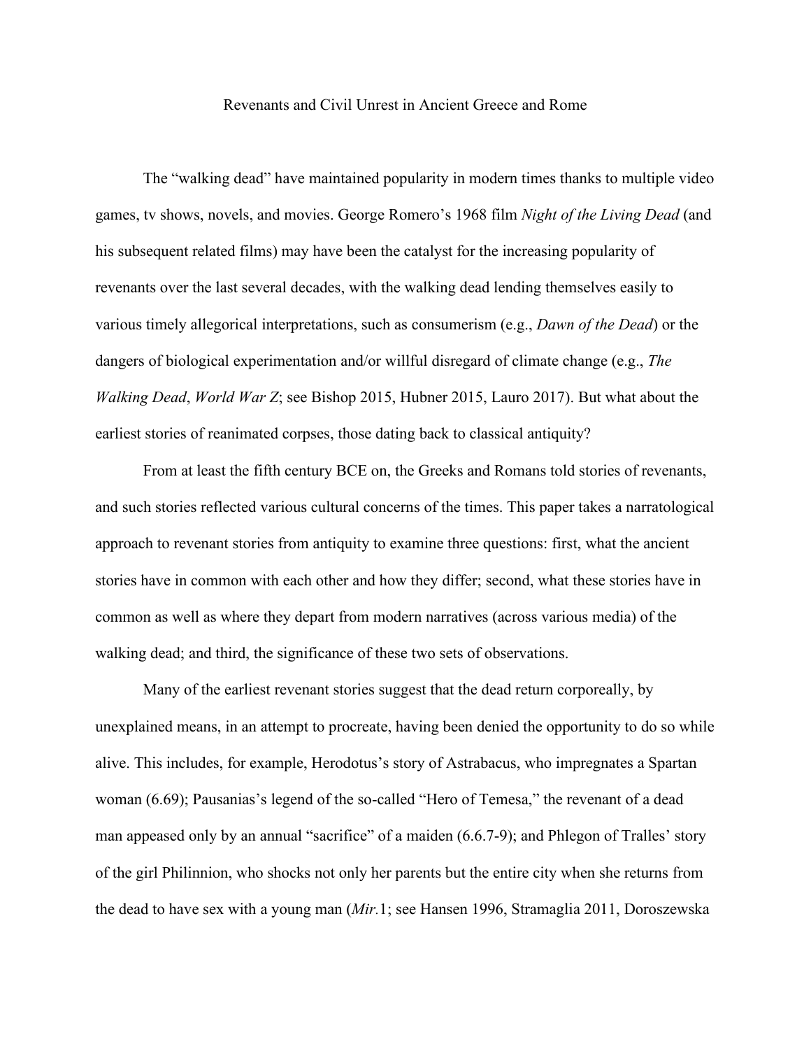# Revenants and Civil Unrest in Ancient Greece and Rome

The "walking dead" have maintained popularity in modern times thanks to multiple video games, tv shows, novels, and movies. George Romero's 1968 film *Night of the Living Dead* (and his subsequent related films) may have been the catalyst for the increasing popularity of revenants over the last several decades, with the walking dead lending themselves easily to various timely allegorical interpretations, such as consumerism (e.g., *Dawn of the Dead*) or the dangers of biological experimentation and/or willful disregard of climate change (e.g., *The Walking Dead*, *World War Z*; see Bishop 2015, Hubner 2015, Lauro 2017). But what about the earliest stories of reanimated corpses, those dating back to classical antiquity?

From at least the fifth century BCE on, the Greeks and Romans told stories of revenants, and such stories reflected various cultural concerns of the times. This paper takes a narratological approach to revenant stories from antiquity to examine three questions: first, what the ancient stories have in common with each other and how they differ; second, what these stories have in common as well as where they depart from modern narratives (across various media) of the walking dead; and third, the significance of these two sets of observations.

Many of the earliest revenant stories suggest that the dead return corporeally, by unexplained means, in an attempt to procreate, having been denied the opportunity to do so while alive. This includes, for example, Herodotus's story of Astrabacus, who impregnates a Spartan woman (6.69); Pausanias's legend of the so-called "Hero of Temesa," the revenant of a dead man appeased only by an annual "sacrifice" of a maiden (6.6.7-9); and Phlegon of Tralles' story of the girl Philinnion, who shocks not only her parents but the entire city when she returns from the dead to have sex with a young man (*Mir.*1; see Hansen 1996, Stramaglia 2011, Doroszewska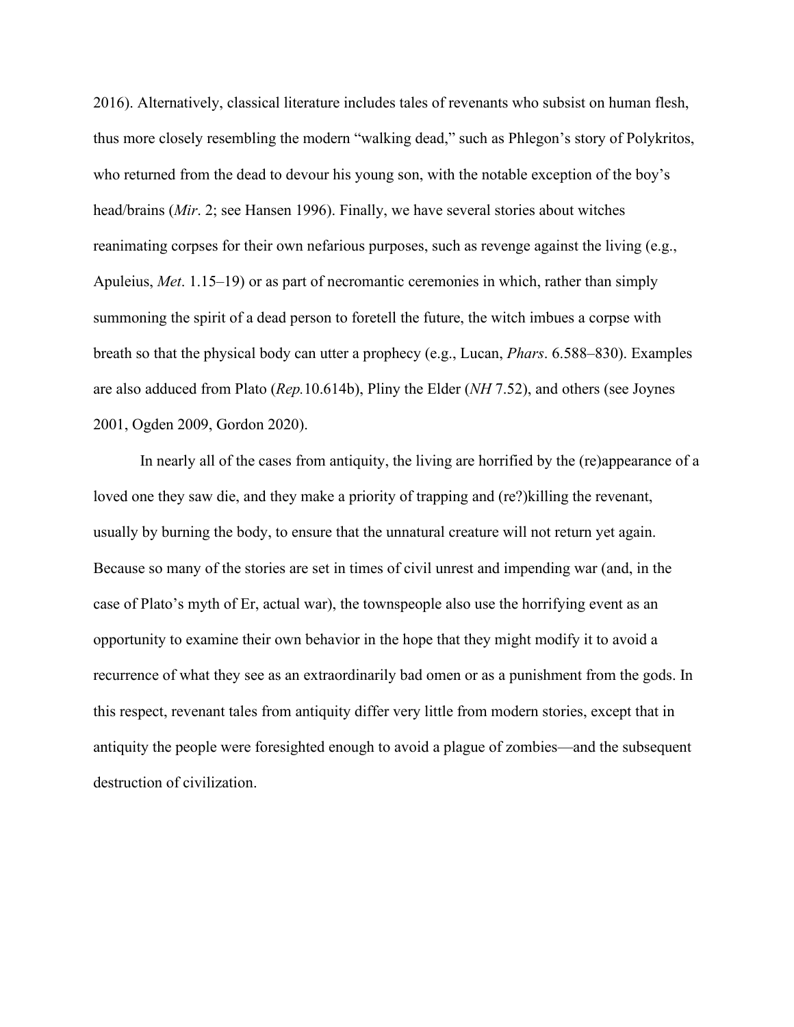2016). Alternatively, classical literature includes tales of revenants who subsist on human flesh, thus more closely resembling the modern "walking dead," such as Phlegon's story of Polykritos, who returned from the dead to devour his young son, with the notable exception of the boy's head/brains (*Mir*. 2; see Hansen 1996). Finally, we have several stories about witches reanimating corpses for their own nefarious purposes, such as revenge against the living (e.g., Apuleius, *Met*. 1.15–19) or as part of necromantic ceremonies in which, rather than simply summoning the spirit of a dead person to foretell the future, the witch imbues a corpse with breath so that the physical body can utter a prophecy (e.g., Lucan, *Phars*. 6.588–830). Examples are also adduced from Plato (*Rep.*10.614b), Pliny the Elder (*NH* 7.52), and others (see Joynes 2001, Ogden 2009, Gordon 2020).

In nearly all of the cases from antiquity, the living are horrified by the (re)appearance of a loved one they saw die, and they make a priority of trapping and (re?)killing the revenant, usually by burning the body, to ensure that the unnatural creature will not return yet again. Because so many of the stories are set in times of civil unrest and impending war (and, in the case of Plato's myth of Er, actual war), the townspeople also use the horrifying event as an opportunity to examine their own behavior in the hope that they might modify it to avoid a recurrence of what they see as an extraordinarily bad omen or as a punishment from the gods. In this respect, revenant tales from antiquity differ very little from modern stories, except that in antiquity the people were foresighted enough to avoid a plague of zombies—and the subsequent destruction of civilization.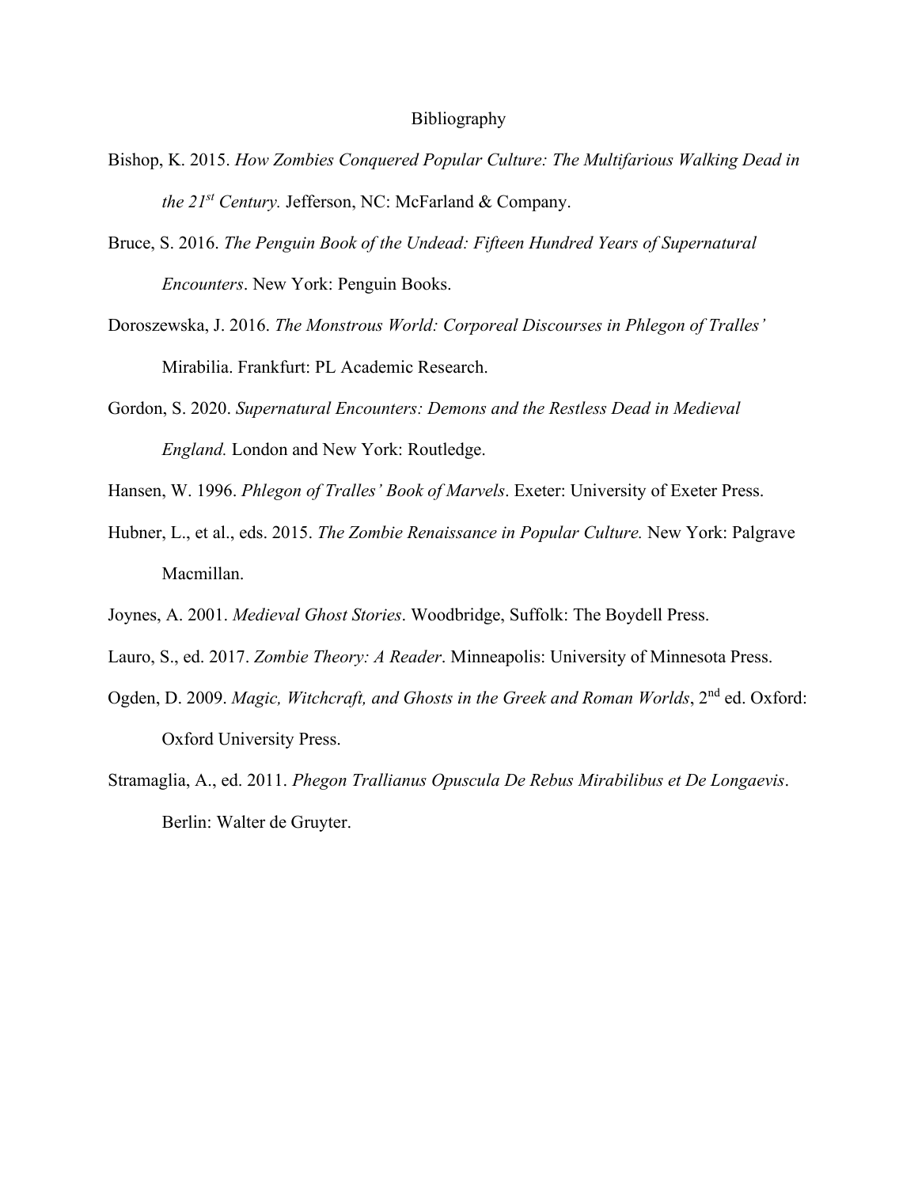# Bibliography

Bishop, K. 2015. *How Zombies Conquered Popular Culture: The Multifarious Walking Dead in the 21st Century.* Jefferson, NC: McFarland & Company.

Bruce, S. 2016. *The Penguin Book of the Undead: Fifteen Hundred Years of Supernatural Encounters*. New York: Penguin Books.

Doroszewska, J. 2016. *The Monstrous World: Corporeal Discourses in Phlegon of Tralles'* Mirabilia. Frankfurt: PL Academic Research.

Gordon, S. 2020. *Supernatural Encounters: Demons and the Restless Dead in Medieval England.* London and New York: Routledge.

Hansen, W. 1996. *Phlegon of Tralles' Book of Marvels*. Exeter: University of Exeter Press.

Hubner, L., et al., eds. 2015. *The Zombie Renaissance in Popular Culture.* New York: Palgrave Macmillan.

Joynes, A. 2001. *Medieval Ghost Stories*. Woodbridge, Suffolk: The Boydell Press.

Lauro, S., ed. 2017. *Zombie Theory: A Reader*. Minneapolis: University of Minnesota Press.

Ogden, D. 2009. *Magic, Witchcraft, and Ghosts in the Greek and Roman Worlds*, 2nd ed. Oxford: Oxford University Press.

Stramaglia, A., ed. 2011. *Phegon Trallianus Opuscula De Rebus Mirabilibus et De Longaevis*. Berlin: Walter de Gruyter.